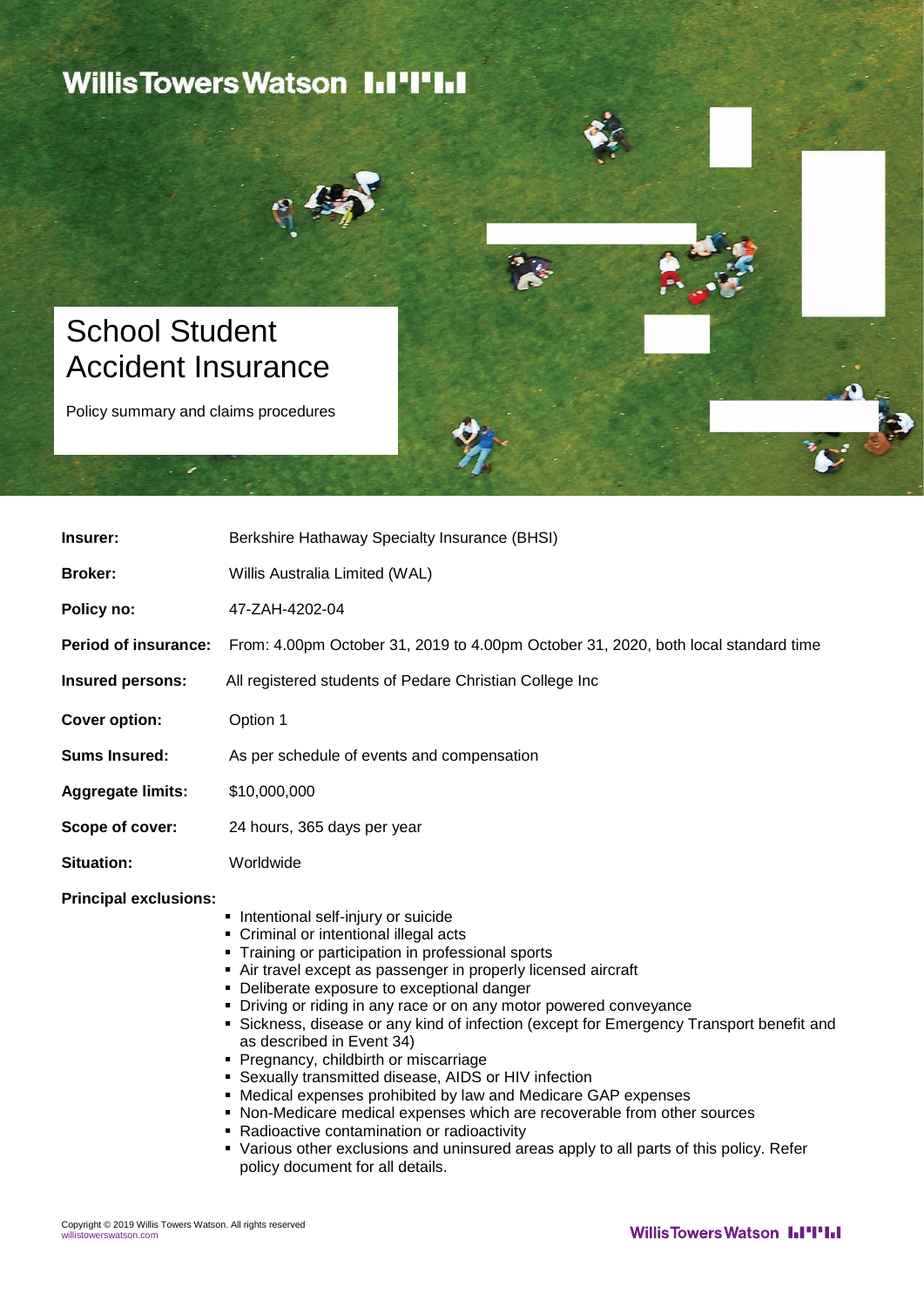Willis Towers Watson

# School Student Accident Insurance

Policy summary and claims procedures

| | |
|---|---|
| **Insurer:** | Berkshire Hathaway Specialty Insurance (BHSI) |
| **Broker:** | Willis Australia Limited (WAL) |
| **Policy no:** | 47-ZAH-4202-04 |
| **Period of insurance:** | From: 4.00pm October 31, 2019 to 4.00pm October 31, 2020, both local standard time |
| **Insured persons:** | All registered students of Pedare Christian College Inc |
| **Cover option:** | Option 1 |
| **Sums Insured:** | As per schedule of events and compensation |
| **Aggregate limits:** | $10,000,000 |
| **Scope of cover:** | 24 hours, 365 days per year |
| **Situation:** | Worldwide |

**Principal exclusions:**

- Intentional self-injury or suicide
- Criminal or intentional illegal acts
- Training or participation in professional sports
- Air travel except as passenger in properly licensed aircraft
- Deliberate exposure to exceptional danger
- Driving or riding in any race or on any motor powered conveyance
- Sickness, disease or any kind of infection (except for Emergency Transport benefit and as described in Event 34)
- Pregnancy, childbirth or miscarriage
- Sexually transmitted disease, AIDS or HIV infection
- Medical expenses prohibited by law and Medicare GAP expenses
- Non-Medicare medical expenses which are recoverable from other sources
- Radioactive contamination or radioactivity
- Various other exclusions and uninsured areas apply to all parts of this policy. Refer policy document for all details.

Copyright © 2019 Willis Towers Watson. All rights reserved
willistowerswatson.com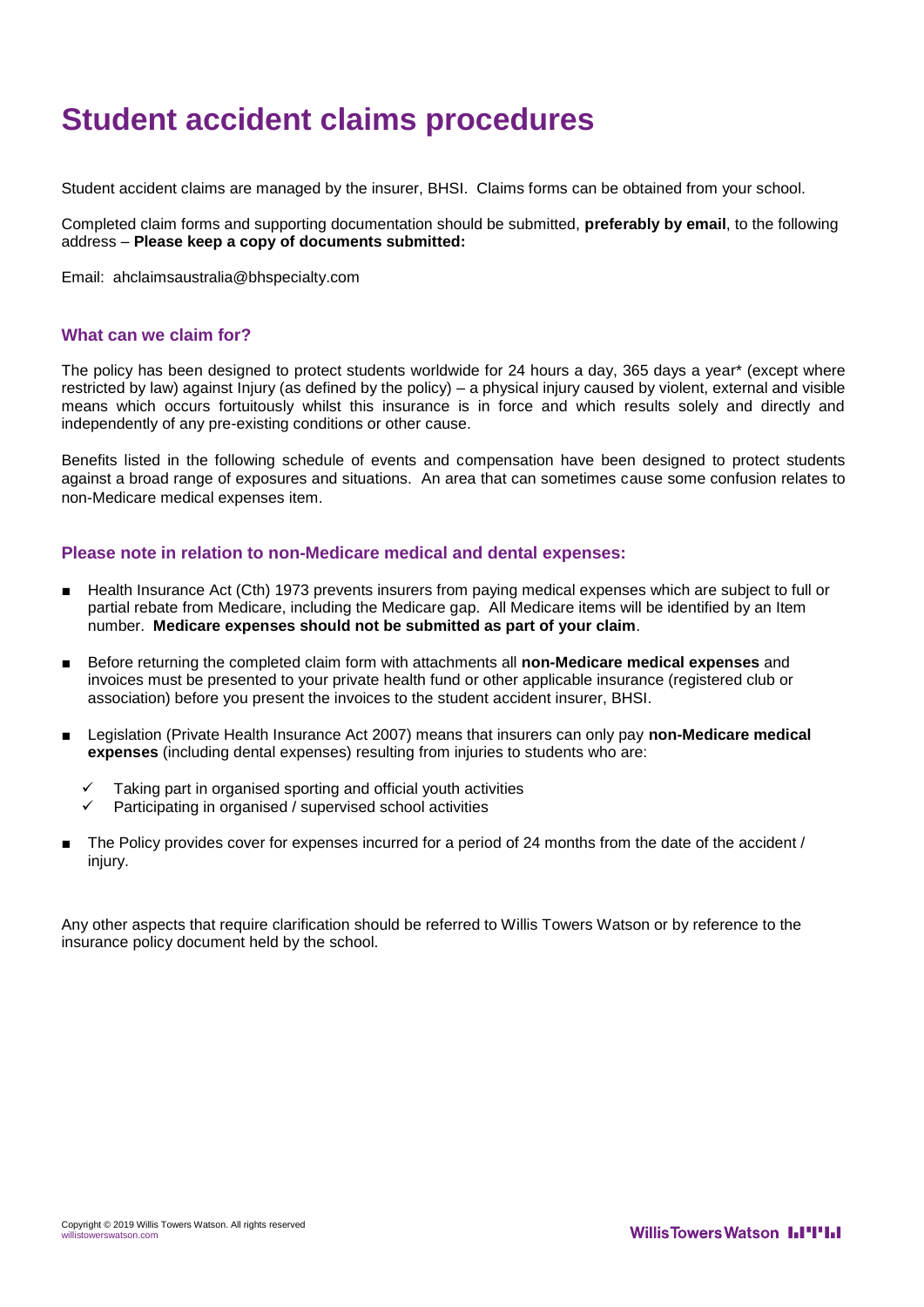# Student accident claims procedures

Student accident claims are managed by the insurer, BHSI. Claims forms can be obtained from your school.

Completed claim forms and supporting documentation should be submitted, **preferably by email**, to the following address – **Please keep a copy of documents submitted:**

Email: ahclaimsaustralia@bhspecialty.com

### What can we claim for?

The policy has been designed to protect students worldwide for 24 hours a day, 365 days a year* (except where restricted by law) against Injury (as defined by the policy) – a physical injury caused by violent, external and visible means which occurs fortuitously whilst this insurance is in force and which results solely and directly and independently of any pre-existing conditions or other cause.

Benefits listed in the following schedule of events and compensation have been designed to protect students against a broad range of exposures and situations. An area that can sometimes cause some confusion relates to non-Medicare medical expenses item.

### Please note in relation to non-Medicare medical and dental expenses:

- Health Insurance Act (Cth) 1973 prevents insurers from paying medical expenses which are subject to full or partial rebate from Medicare, including the Medicare gap. All Medicare items will be identified by an Item number. **Medicare expenses should not be submitted as part of your claim**.
- Before returning the completed claim form with attachments all **non-Medicare medical expenses** and invoices must be presented to your private health fund or other applicable insurance (registered club or association) before you present the invoices to the student accident insurer, BHSI.
- Legislation (Private Health Insurance Act 2007) means that insurers can only pay **non-Medicare medical expenses** (including dental expenses) resulting from injuries to students who are:
  - ✓ Taking part in organised sporting and official youth activities
  - ✓ Participating in organised / supervised school activities
- The Policy provides cover for expenses incurred for a period of 24 months from the date of the accident / injury.

Any other aspects that require clarification should be referred to Willis Towers Watson or by reference to the insurance policy document held by the school.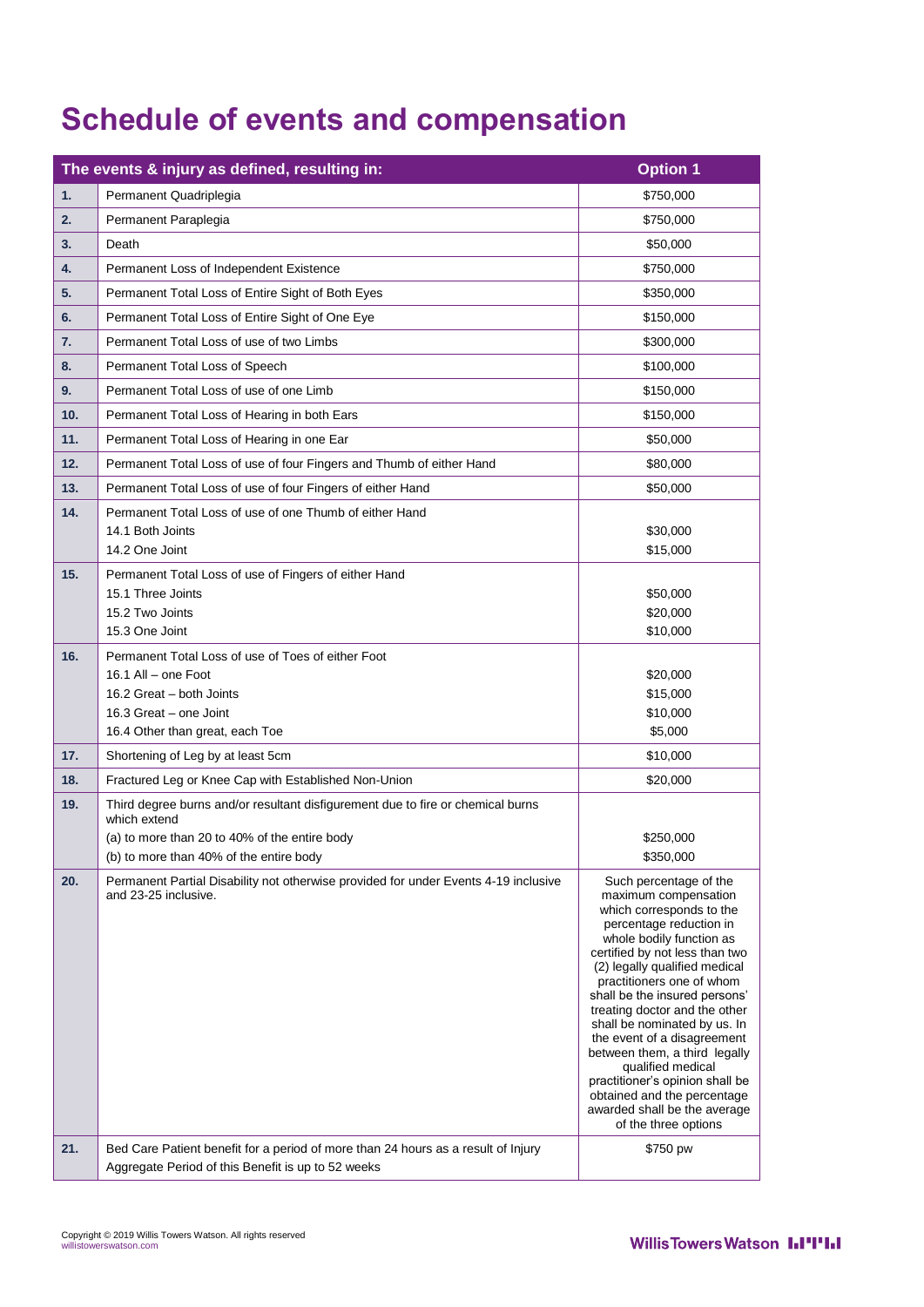# Schedule of events and compensation

| | The events & injury as defined, resulting in: | Option 1 |
|---|---|---|
| **1.** | Permanent Quadriplegia | $750,000 |
| **2.** | Permanent Paraplegia | $750,000 |
| **3.** | Death | $50,000 |
| **4.** | Permanent Loss of Independent Existence | $750,000 |
| **5.** | Permanent Total Loss of Entire Sight of Both Eyes | $350,000 |
| **6.** | Permanent Total Loss of Entire Sight of One Eye | $150,000 |
| **7.** | Permanent Total Loss of use of two Limbs | $300,000 |
| **8.** | Permanent Total Loss of Speech | $100,000 |
| **9.** | Permanent Total Loss of use of one Limb | $150,000 |
| **10.** | Permanent Total Loss of Hearing in both Ears | $150,000 |
| **11.** | Permanent Total Loss of Hearing in one Ear | $50,000 |
| **12.** | Permanent Total Loss of use of four Fingers and Thumb of either Hand | $80,000 |
| **13.** | Permanent Total Loss of use of four Fingers of either Hand | $50,000 |
| **14.** | Permanent Total Loss of use of one Thumb of either Hand | |
| | 14.1 Both Joints | $30,000 |
| | 14.2 One Joint | $15,000 |
| **15.** | Permanent Total Loss of use of Fingers of either Hand | |
| | 15.1 Three Joints | $50,000 |
| | 15.2 Two Joints | $20,000 |
| | 15.3 One Joint | $10,000 |
| **16.** | Permanent Total Loss of use of Toes of either Foot | |
| | 16.1 All – one Foot | $20,000 |
| | 16.2 Great – both Joints | $15,000 |
| | 16.3 Great – one Joint | $10,000 |
| | 16.4 Other than great, each Toe | $5,000 |
| **17.** | Shortening of Leg by at least 5cm | $10,000 |
| **18.** | Fractured Leg or Knee Cap with Established Non-Union | $20,000 |
| **19.** | Third degree burns and/or resultant disfigurement due to fire or chemical burns which extend | |
| | (a) to more than 20 to 40% of the entire body | $250,000 |
| | (b) to more than 40% of the entire body | $350,000 |
| **20.** | Permanent Partial Disability not otherwise provided for under Events 4-19 inclusive and 23-25 inclusive. | Such percentage of the maximum compensation which corresponds to the percentage reduction in whole bodily function as certified by not less than two (2) legally qualified medical practitioners one of whom shall be the insured persons' treating doctor and the other shall be nominated by us. In the event of a disagreement between them, a third legally qualified medical practitioner's opinion shall be obtained and the percentage awarded shall be the average of the three options |
| **21.** | Bed Care Patient benefit for a period of more than 24 hours as a result of Injury<br>Aggregate Period of this Benefit is up to 52 weeks | $750 pw |

Copyright © 2019 Willis Towers Watson. All rights reserved
willistowerswatson.com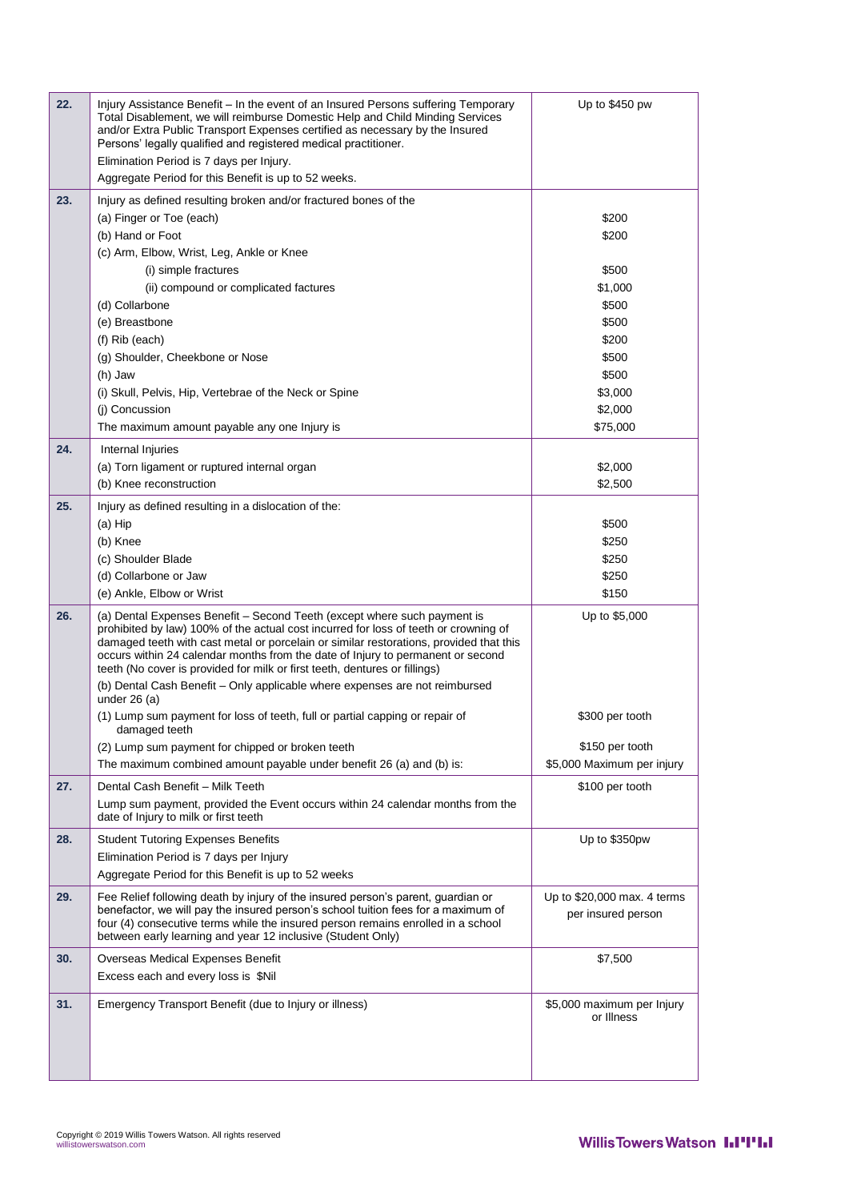| | | |
|---|---|---|
| **22.** | Injury Assistance Benefit – In the event of an Insured Persons suffering Temporary Total Disablement, we will reimburse Domestic Help and Child Minding Services and/or Extra Public Transport Expenses certified as necessary by the Insured Persons' legally qualified and registered medical practitioner.<br>Elimination Period is 7 days per Injury.<br>Aggregate Period for this Benefit is up to 52 weeks. | Up to $450 pw |
| **23.** | Injury as defined resulting broken and/or fractured bones of the | |
| | (a) Finger or Toe (each) | $200 |
| | (b) Hand or Foot | $200 |
| | (c) Arm, Elbow, Wrist, Leg, Ankle or Knee | |
| | (i) simple fractures | $500 |
| | (ii) compound or complicated factures | $1,000 |
| | (d) Collarbone | $500 |
| | (e) Breastbone | $500 |
| | (f) Rib (each) | $200 |
| | (g) Shoulder, Cheekbone or Nose | $500 |
| | (h) Jaw | $500 |
| | (i) Skull, Pelvis, Hip, Vertebrae of the Neck or Spine | $3,000 |
| | (j) Concussion | $2,000 |
| | The maximum amount payable any one Injury is | $75,000 |
| **24.** | Internal Injuries | |
| | (a) Torn ligament or ruptured internal organ | $2,000 |
| | (b) Knee reconstruction | $2,500 |
| **25.** | Injury as defined resulting in a dislocation of the: | |
| | (a) Hip | $500 |
| | (b) Knee | $250 |
| | (c) Shoulder Blade | $250 |
| | (d) Collarbone or Jaw | $250 |
| | (e) Ankle, Elbow or Wrist | $150 |
| **26.** | (a) Dental Expenses Benefit – Second Teeth (except where such payment is prohibited by law) 100% of the actual cost incurred for loss of teeth or crowning of damaged teeth with cast metal or porcelain or similar restorations, provided that this occurs within 24 calendar months from the date of Injury to permanent or second teeth (No cover is provided for milk or first teeth, dentures or fillings) | Up to $5,000 |
| | (b) Dental Cash Benefit – Only applicable where expenses are not reimbursed under 26 (a) | |
| | (1) Lump sum payment for loss of teeth, full or partial capping or repair of damaged teeth | $300 per tooth |
| | (2) Lump sum payment for chipped or broken teeth | $150 per tooth |
| | The maximum combined amount payable under benefit 26 (a) and (b) is: | $5,000 Maximum per injury |
| **27.** | Dental Cash Benefit – Milk Teeth<br>Lump sum payment, provided the Event occurs within 24 calendar months from the date of Injury to milk or first teeth | $100 per tooth |
| **28.** | Student Tutoring Expenses Benefits<br>Elimination Period is 7 days per Injury<br>Aggregate Period for this Benefit is up to 52 weeks | Up to $350pw |
| **29.** | Fee Relief following death by injury of the insured person's parent, guardian or benefactor, we will pay the insured person's school tuition fees for a maximum of four (4) consecutive terms while the insured person remains enrolled in a school between early learning and year 12 inclusive (Student Only) | Up to $20,000 max. 4 terms per insured person |
| **30.** | Overseas Medical Expenses Benefit<br>Excess each and every loss is $Nil | $7,500 |
| **31.** | Emergency Transport Benefit (due to Injury or illness) | $5,000 maximum per Injury or Illness |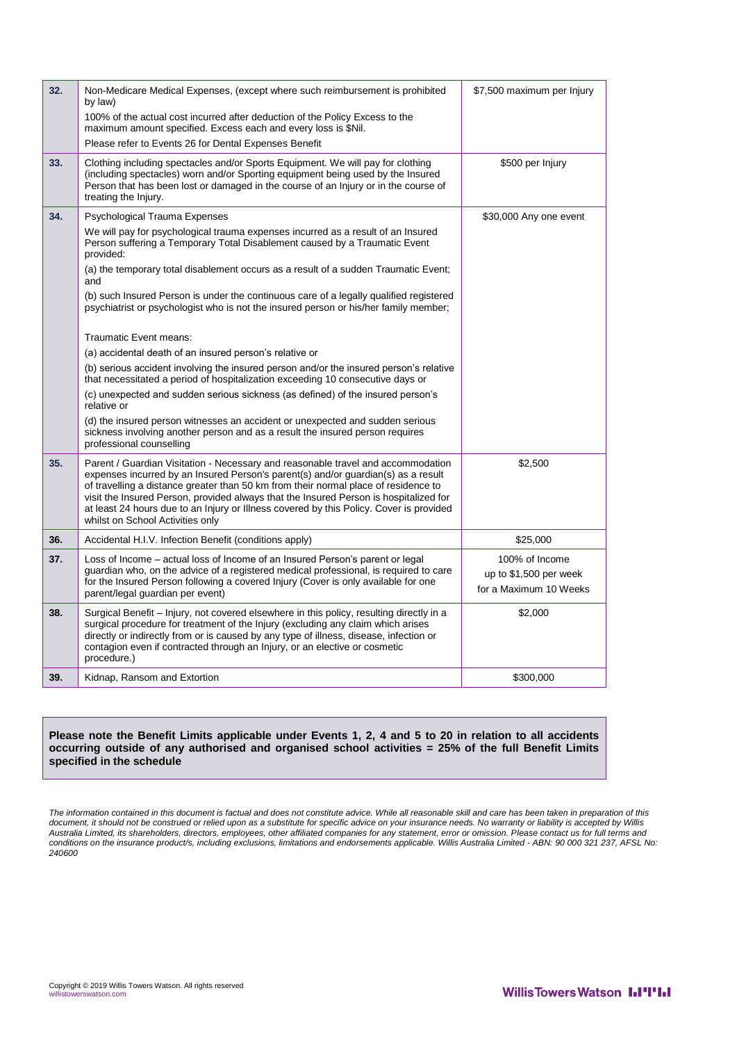| | | |
|---|---|---|
| **32.** | Non-Medicare Medical Expenses, (except where such reimbursement is prohibited by law)<br>100% of the actual cost incurred after deduction of the Policy Excess to the maximum amount specified. Excess each and every loss is $Nil.<br>Please refer to Events 26 for Dental Expenses Benefit | $7,500 maximum per Injury |
| **33.** | Clothing including spectacles and/or Sports Equipment. We will pay for clothing (including spectacles) worn and/or Sporting equipment being used by the Insured Person that has been lost or damaged in the course of an Injury or in the course of treating the Injury. | $500 per Injury |
| **34.** | Psychological Trauma Expenses<br>We will pay for psychological trauma expenses incurred as a result of an Insured Person suffering a Temporary Total Disablement caused by a Traumatic Event provided:<br>(a) the temporary total disablement occurs as a result of a sudden Traumatic Event; and<br>(b) such Insured Person is under the continuous care of a legally qualified registered psychiatrist or psychologist who is not the insured person or his/her family member;<br><br>Traumatic Event means:<br>(a) accidental death of an insured person's relative or<br>(b) serious accident involving the insured person and/or the insured person's relative that necessitated a period of hospitalization exceeding 10 consecutive days or<br>(c) unexpected and sudden serious sickness (as defined) of the insured person's relative or<br>(d) the insured person witnesses an accident or unexpected and sudden serious sickness involving another person and as a result the insured person requires professional counselling | $30,000 Any one event |
| **35.** | Parent / Guardian Visitation - Necessary and reasonable travel and accommodation expenses incurred by an Insured Person's parent(s) and/or guardian(s) as a result of travelling a distance greater than 50 km from their normal place of residence to visit the Insured Person, provided always that the Insured Person is hospitalized for at least 24 hours due to an Injury or Illness covered by this Policy. Cover is provided whilst on School Activities only | $2,500 |
| **36.** | Accidental H.I.V. Infection Benefit (conditions apply) | $25,000 |
| **37.** | Loss of Income – actual loss of Income of an Insured Person's parent or legal guardian who, on the advice of a registered medical professional, is required to care for the Insured Person following a covered Injury (Cover is only available for one parent/legal guardian per event) | 100% of Income<br>up to $1,500 per week<br>for a Maximum 10 Weeks |
| **38.** | Surgical Benefit – Injury, not covered elsewhere in this policy, resulting directly in a surgical procedure for treatment of the Injury (excluding any claim which arises directly or indirectly from or is caused by any type of illness, disease, infection or contagion even if contracted through an Injury, or an elective or cosmetic procedure.) | $2,000 |
| **39.** | Kidnap, Ransom and Extortion | $300,000 |

**Please note the Benefit Limits applicable under Events 1, 2, 4 and 5 to 20 in relation to all accidents occurring outside of any authorised and organised school activities = 25% of the full Benefit Limits specified in the schedule**

*The information contained in this document is factual and does not constitute advice. While all reasonable skill and care has been taken in preparation of this document, it should not be construed or relied upon as a substitute for specific advice on your insurance needs. No warranty or liability is accepted by Willis Australia Limited, its shareholders, directors, employees, other affiliated companies for any statement, error or omission. Please contact us for full terms and conditions on the insurance product/s, including exclusions, limitations and endorsements applicable. Willis Australia Limited - ABN: 90 000 321 237, AFSL No: 240600*

Copyright © 2019 Willis Towers Watson. All rights reserved
willistowerswatson.com